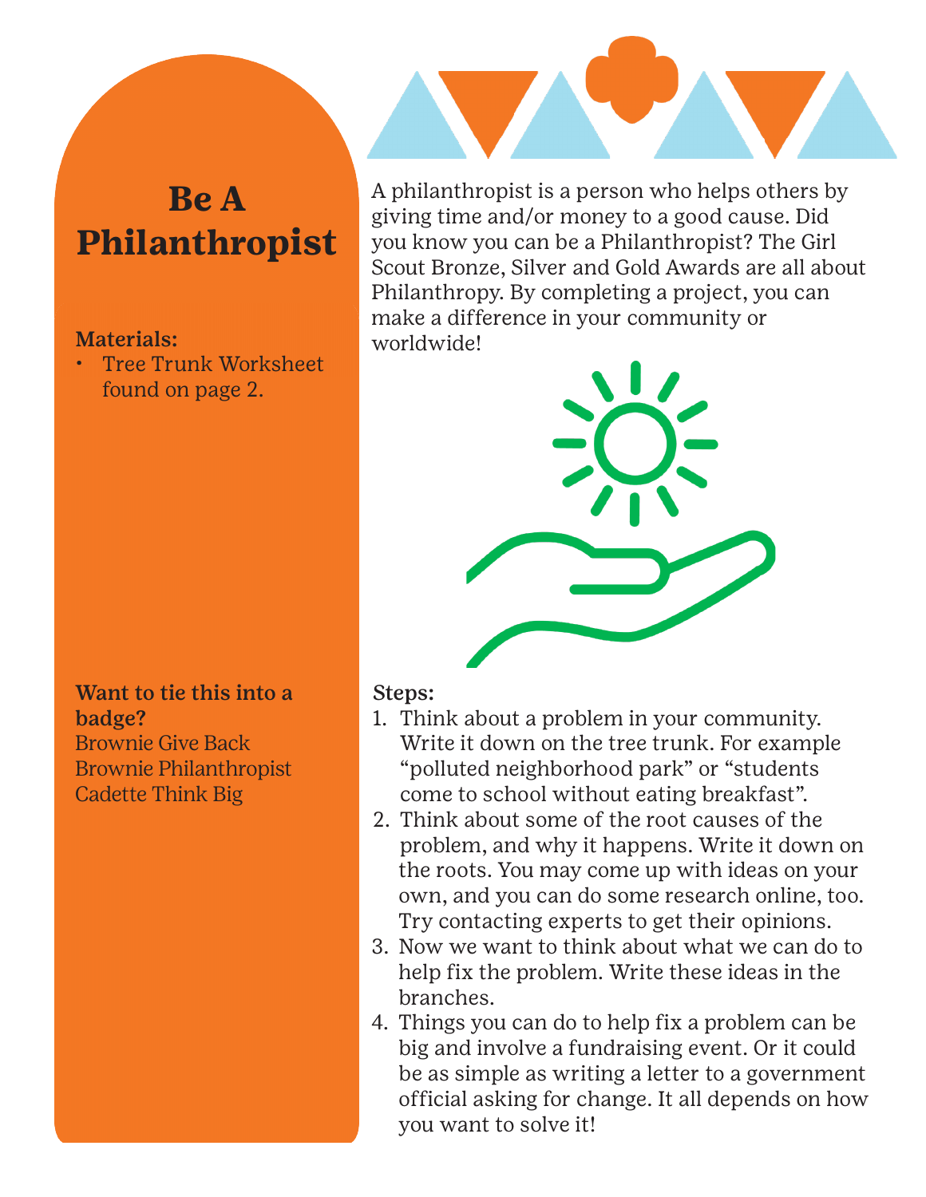# Be A Philanthropist

**Materials:**
- Tree Trunk Worksheet found on page 2.

**Want to tie this into a badge?**
Brownie Give Back
Brownie Philanthropist
Cadette Think Big

A philanthropist is a person who helps others by giving time and/or money to a good cause. Did you know you can be a Philanthropist? The Girl Scout Bronze, Silver and Gold Awards are all about Philanthropy. By completing a project, you can make a difference in your community or worldwide!

**Steps:**

1. Think about a problem in your community. Write it down on the tree trunk. For example “polluted neighborhood park” or “students come to school without eating breakfast”.
2. Think about some of the root causes of the problem, and why it happens. Write it down on the roots. You may come up with ideas on your own, and you can do some research online, too. Try contacting experts to get their opinions.
3. Now we want to think about what we can do to help fix the problem. Write these ideas in the branches.
4. Things you can do to help fix a problem can be big and involve a fundraising event. Or it could be as simple as writing a letter to a government official asking for change. It all depends on how you want to solve it!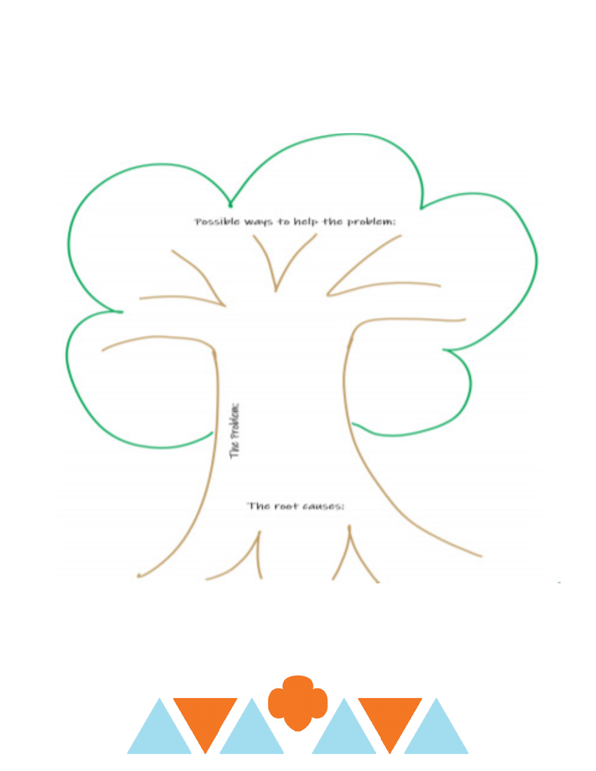Possible ways to help the problem:

The Problem:

The root causes: